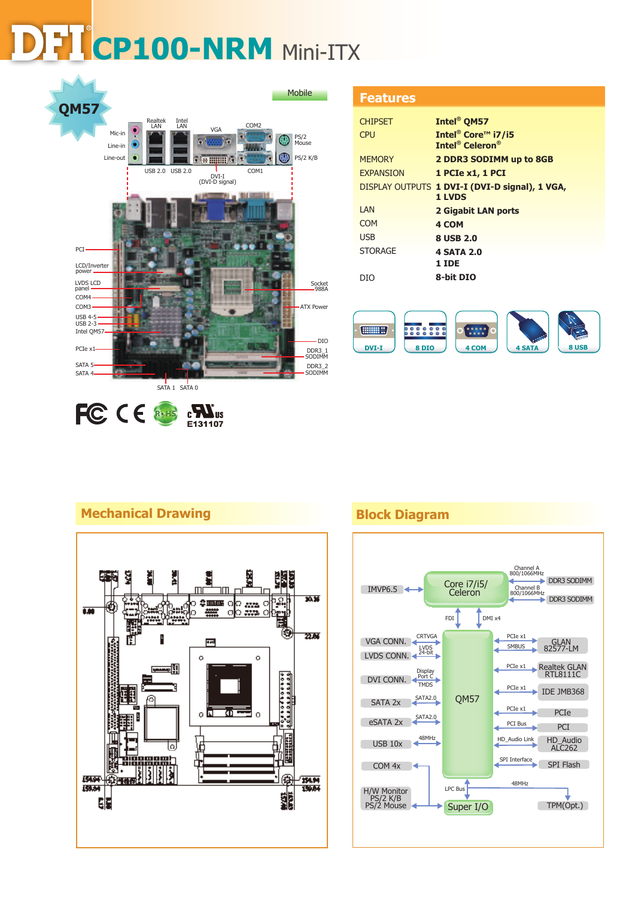# DFI CP100-NRM Mini-ITX

QM57

Mobile

## Features

| | |
|---|---|
| CHIPSET | **Intel® QM57** |
| CPU | **Intel® Core™ i7/i5**<br>**Intel® Celeron®** |
| MEMORY | **2 DDR3 SODIMM up to 8GB** |
| EXPANSION | **1 PCIe x1, 1 PCI** |
| DISPLAY OUTPUTS | **1 DVI-I (DVI-D signal), 1 VGA, 1 LVDS** |
| LAN | **2 Gigabit LAN ports** |
| COM | **4 COM** |
| USB | **8 USB 2.0** |
| STORAGE | **4 SATA 2.0**<br>**1 IDE** |
| DIO | **8-bit DIO** |

DVI-I · 8 DIO · 4 COM · 4 SATA · 8 USB

E131107

## Mechanical Drawing

## Block Diagram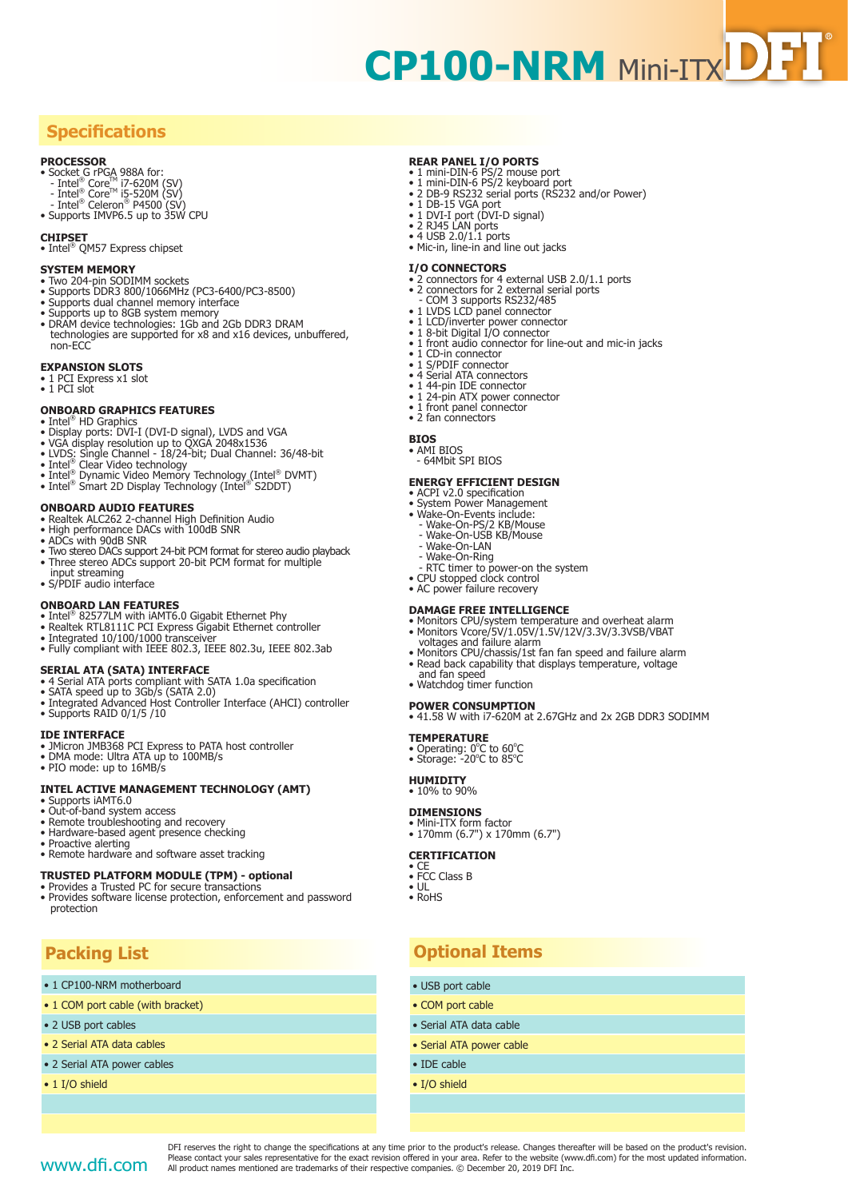# CP100-NRM Mini-ITX

## Specifications

**PROCESSOR**
- Socket G rPGA 988A for:
  - Intel® Core™ i7-620M (SV)
  - Intel® Core™ i5-520M (SV)
  - Intel® Celeron® P4500 (SV)
- Supports IMVP6.5 up to 35W CPU

**CHIPSET**
- Intel® QM57 Express chipset

**SYSTEM MEMORY**
- Two 204-pin SODIMM sockets
- Supports DDR3 800/1066MHz (PC3-6400/PC3-8500)
- Supports dual channel memory interface
- Supports up to 8GB system memory
- DRAM device technologies: 1Gb and 2Gb DDR3 DRAM technologies are supported for x8 and x16 devices, unbuffered, non-ECC

**EXPANSION SLOTS**
- 1 PCI Express x1 slot
- 1 PCI slot

**ONBOARD GRAPHICS FEATURES**
- Intel® HD Graphics
- Display ports: DVI-I (DVI-D signal), LVDS and VGA
- VGA display resolution up to QXGA 2048x1536
- LVDS: Single Channel - 18/24-bit; Dual Channel: 36/48-bit
- Intel® Clear Video technology
- Intel® Dynamic Video Memory Technology (Intel® DVMT)
- Intel® Smart 2D Display Technology (Intel® S2DDT)

**ONBOARD AUDIO FEATURES**
- Realtek ALC262 2-channel High Definition Audio
- High performance DACs with 100dB SNR
- ADCs with 90dB SNR
- Two stereo DACs support 24-bit PCM format for stereo audio playback
- Three stereo ADCs support 20-bit PCM format for multiple input streaming
- S/PDIF audio interface

**ONBOARD LAN FEATURES**
- Intel® 82577LM with iAMT6.0 Gigabit Ethernet Phy
- Realtek RTL8111C PCI Express Gigabit Ethernet controller
- Integrated 10/100/1000 transceiver
- Fully compliant with IEEE 802.3, IEEE 802.3u, IEEE 802.3ab

**SERIAL ATA (SATA) INTERFACE**
- 4 Serial ATA ports compliant with SATA 1.0a specification
- SATA speed up to 3Gb/s (SATA 2.0)
- Integrated Advanced Host Controller Interface (AHCI) controller
- Supports RAID 0/1/5 /10

**IDE INTERFACE**
- JMicron JMB368 PCI Express to PATA host controller
- DMA mode: Ultra ATA up to 100MB/s
- PIO mode: up to 16MB/s

**INTEL ACTIVE MANAGEMENT TECHNOLOGY (AMT)**
- Supports iAMT6.0
- Out-of-band system access
- Remote troubleshooting and recovery
- Hardware-based agent presence checking
- Proactive alerting
- Remote hardware and software asset tracking

**TRUSTED PLATFORM MODULE (TPM) - optional**
- Provides a Trusted PC for secure transactions
- Provides software license protection, enforcement and password protection

**REAR PANEL I/O PORTS**
- 1 mini-DIN-6 PS/2 mouse port
- 1 mini-DIN-6 PS/2 keyboard port
- 2 DB-9 RS232 serial ports (RS232 and/or Power)
- 1 DB-15 VGA port
- 1 DVI-I port (DVI-D signal)
- 2 RJ45 LAN ports
- 4 USB 2.0/1.1 ports
- Mic-in, line-in and line out jacks

**I/O CONNECTORS**
- 2 connectors for 4 external USB 2.0/1.1 ports
- 2 connectors for 2 external serial ports
  - COM 3 supports RS232/485
- 1 LVDS LCD panel connector
- 1 LCD/inverter power connector
- 1 8-bit Digital I/O connector
- 1 front audio connector for line-out and mic-in jacks
- 1 CD-in connector
- 1 S/PDIF connector
- 4 Serial ATA connectors
- 1 44-pin IDE connector
- 1 24-pin ATX power connector
- 1 front panel connector
- 2 fan connectors

**BIOS**
- AMI BIOS
  - 64Mbit SPI BIOS

**ENERGY EFFICIENT DESIGN**
- ACPI v2.0 specification
- System Power Management
- Wake-On-Events include:
  - Wake-On-PS/2 KB/Mouse
  - Wake-On-USB KB/Mouse
  - Wake-On-LAN
  - Wake-On-Ring
  - RTC timer to power-on the system
- CPU stopped clock control
- AC power failure recovery

**DAMAGE FREE INTELLIGENCE**
- Monitors CPU/system temperature and overheat alarm
- Monitors Vcore/5V/1.05V/1.5V/12V/3.3V/3.3VSB/VBAT voltages and failure alarm
- Monitors CPU/chassis/1st fan fan speed and failure alarm
- Read back capability that displays temperature, voltage and fan speed
- Watchdog timer function

**POWER CONSUMPTION**
- 41.58 W with i7-620M at 2.67GHz and 2x 2GB DDR3 SODIMM

**TEMPERATURE**
- Operating: 0°C to 60°C
- Storage: -20°C to 85°C

**HUMIDITY**
- 10% to 90%

**DIMENSIONS**
- Mini-ITX form factor
- 170mm (6.7") x 170mm (6.7")

**CERTIFICATION**
- CE
- FCC Class B
- UL
- RoHS

## Packing List

- 1 CP100-NRM motherboard
- 1 COM port cable (with bracket)
- 2 USB port cables
- 2 Serial ATA data cables
- 2 Serial ATA power cables
- 1 I/O shield

## Optional Items

- USB port cable
- COM port cable
- Serial ATA data cable
- Serial ATA power cable
- IDE cable
- I/O shield

www.dfi.com

DFI reserves the right to change the specifications at any time prior to the product's release. Changes thereafter will be based on the product's revision. Please contact your sales representative for the exact revision offered in your area. Refer to the website (www.dfi.com) for the most updated information. All product names mentioned are trademarks of their respective companies. © December 20, 2019 DFI Inc.